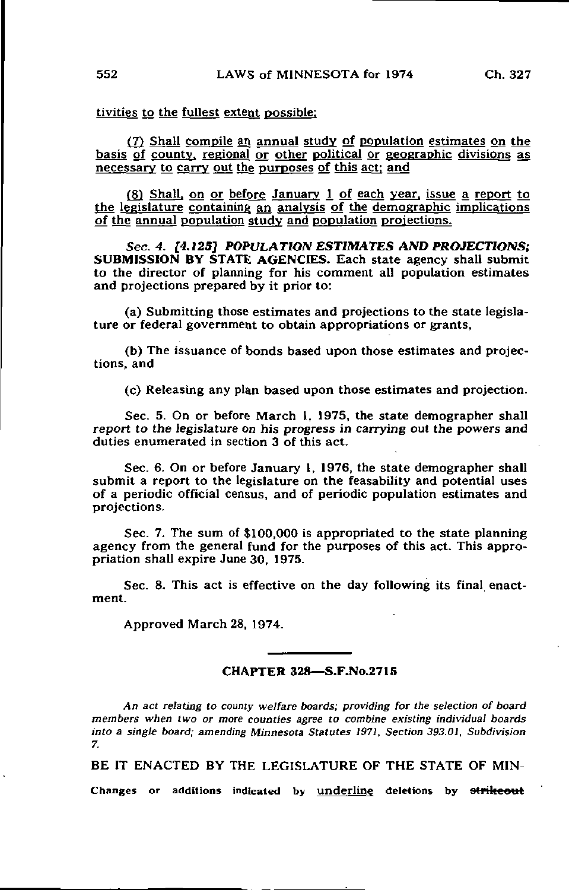tivities to the fullest extent possible;

(7) Shall compile an annual study of population estimates on the basis of county, regional or other political or geographic divisions as necessary to carry out the purposes of this act; and

(8) Shall, on or before January 1 of each year, issue a report to the legislature containing an analysis of the demographic implications of the annual population study and population projections.

*Sec. 4. [4.125] POPULATION ESTIMATES AND PROJECTIONS;* **SUBMISSION BY STATE AGENCIES.** Each state agency shall submit to the director of planning for his comment all population estimates and projections prepared by it prior to:

(a) Submitting those estimates and projections to the state legislature or federal government to obtain appropriations or grants,

(b) The issuance of bonds based upon those estimates and projections, and

(c) Releasing any plan based upon those estimates and projection.

Sec. 5. On or before March 1, 1975, the state demographer shall *report to the legislature on his progress in carrying out the powers and* duties enumerated in section 3 of this act.

Sec. 6. On or before January 1, 1976, the state demographer shall submit a report to the legislature on the feasability and potential uses of a periodic official census, and of periodic population estimates and projections.

Sec. 7. The sum of $100,000 is appropriated to the state planning agency from the general fund for the purposes of this act. This appropriation shall expire June 30, 1975.

Sec. 8. This act is effective on the day following its final enactment.

Approved March 28, 1974.

## CHAPTER 328—S.F.No.2715

*An act relating to county welfare boards; providing for the selection of board members when two or more counties agree to combine existing individual boards into a single board; amending Minnesota Statutes 1971, Section 393.01, Subdivision 7.*

BE IT ENACTED BY THE LEGISLATURE OF THE STATE OF MIN-

Changes or additions indicated by underline deletions by ~~strikeout~~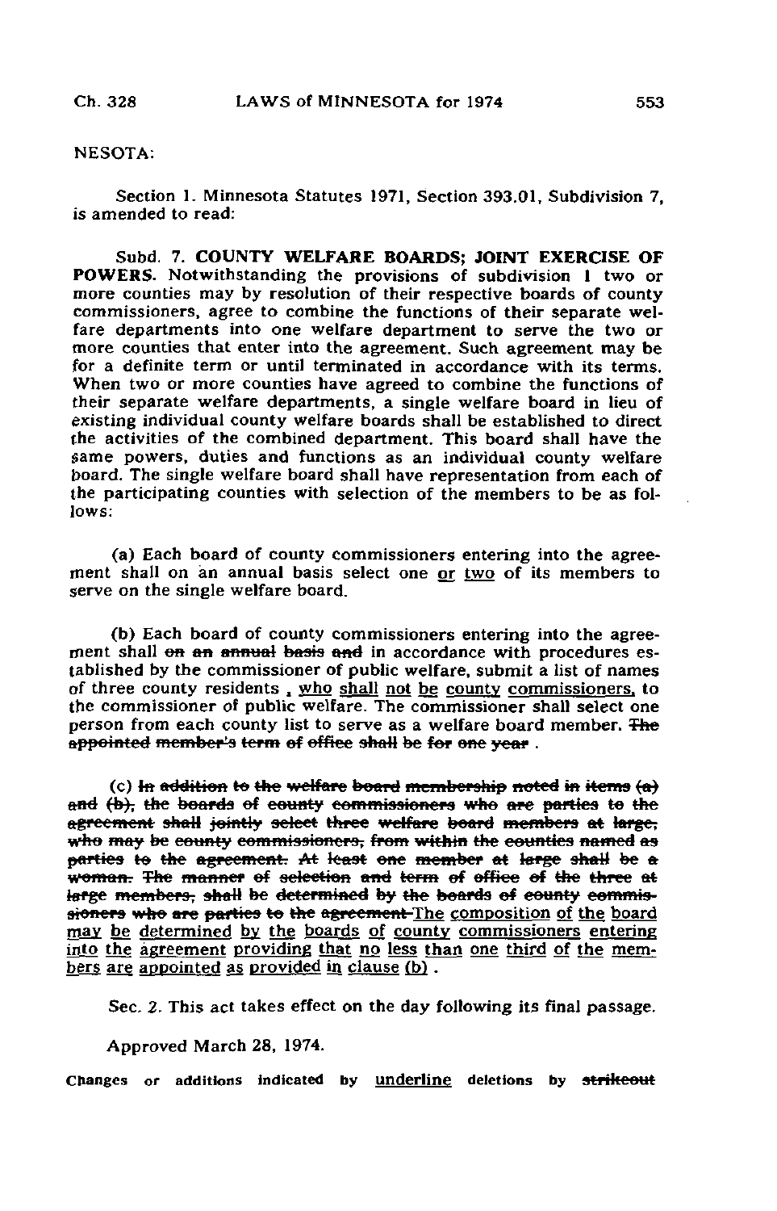NESOTA:

Section 1. Minnesota Statutes 1971, Section 393.01, Subdivision 7, is amended to read:

Subd. 7. **COUNTY WELFARE BOARDS; JOINT EXERCISE OF POWERS.** Notwithstanding the provisions of subdivision 1 two or more counties may by resolution of their respective boards of county commissioners, agree to combine the functions of their separate welfare departments into one welfare department to serve the two or more counties that enter into the agreement. Such agreement may be for a definite term or until terminated in accordance with its terms. When two or more counties have agreed to combine the functions of their separate welfare departments, a single welfare board in lieu of existing individual county welfare boards shall be established to direct the activities of the combined department. This board shall have the same powers, duties and functions as an individual county welfare board. The single welfare board shall have representation from each of the participating counties with selection of the members to be as follows:

(a) Each board of county commissioners entering into the agreement shall on an annual basis select one <u>or two</u> of its members to serve on the single welfare board.

(b) Each board of county commissioners entering into the agreement shall ~~on an annual basis and~~ in accordance with procedures established by the commissioner of public welfare, submit a list of names of three county residents <u>, who shall not be county commissioners,</u> to the commissioner of public welfare. The commissioner shall select one person from each county list to serve as a welfare board member. ~~The appointed member's term of office shall be for one year~~ .

(c) ~~In addition to the welfare board membership noted in items (a) and (b), the boards of county commissioners who are parties to the agreement shall jointly select three welfare board members at large, who may be county commissioners, from within the counties named as parties to the agreement. At least one member at large shall be a woman. The manner of selection and term of office of the three at large members, shall be determined by the boards of county commissioners who are parties to the agreement~~ <u>The composition of the board may be determined by the boards of county commissioners entering into the agreement providing that no less than one third of the members are appointed as provided in clause (b)</u> .

Sec. 2. This act takes effect on the day following its final passage.

Approved March 28, 1974.

Changes or additions indicated by <u>underline</u> deletions by ~~strikeout~~